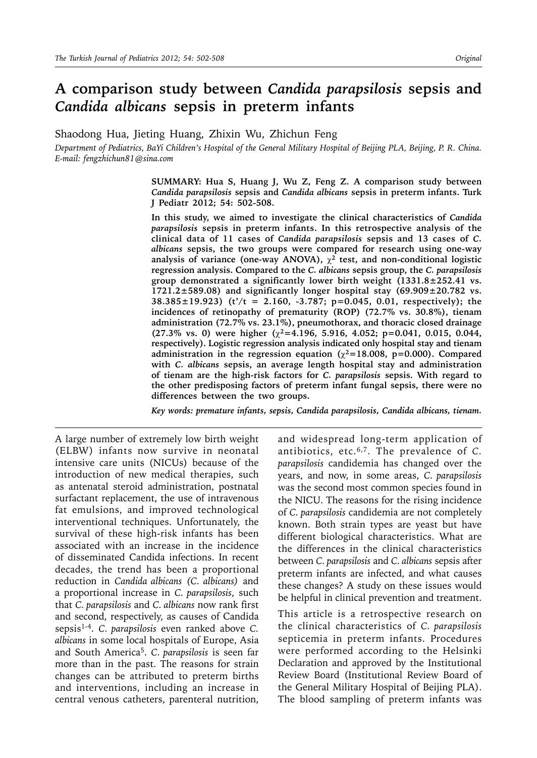# A comparison study between *Candida parapsilosis* sepsis and *Candida albicans* sepsis in preterm infants

Shaodong Hua, Jieting Huang, Zhixin Wu, Zhichun Feng

*Department of Pediatrics, BaYi Children's Hospital of the General Military Hospital of Beijing PLA, Beijing, P. R. China. E-mail: fengzhichun81@sina.com*

**SUMMARY: Hua S, Huang J, Wu Z, Feng Z. A comparison study between *Candida parapsilosis* sepsis and *Candida albicans* sepsis in preterm infants. Turk J Pediatr 2012; 54: 502-508.**

**In this study, we aimed to investigate the clinical characteristics of *Candida parapsilosis* sepsis in preterm infants. In this retrospective analysis of the clinical data of 11 cases of *Candida parapsilosis* sepsis and 13 cases of *C. albicans* sepsis, the two groups were compared for research using one-way analysis of variance (one-way ANOVA), $\chi^2$ test, and non-conditional logistic regression analysis. Compared to the *C. albicans* sepsis group, the *C. parapsilosis* group demonstrated a significantly lower birth weight (1331.8±252.41 vs. 1721.2±589.08) and significantly longer hospital stay (69.909±20.782 vs. 38.385±19.923) (t'/t = 2.160, -3.787; p=0.045, 0.01, respectively); the incidences of retinopathy of prematurity (ROP) (72.7% vs. 30.8%), tienam administration (72.7% vs. 23.1%), pneumothorax, and thoracic closed drainage (27.3% vs. 0) were higher ($\chi^2$=4.196, 5.916, 4.052; p=0.041, 0.015, 0.044, respectively). Logistic regression analysis indicated only hospital stay and tienam administration in the regression equation ($\chi^2$=18.008, p=0.000). Compared with *C. albicans* sepsis, an average length hospital stay and administration of tienam are the high-risk factors for *C. parapsilosis* sepsis. With regard to the other predisposing factors of preterm infant fungal sepsis, there were no differences between the two groups.**

***Key words: premature infants, sepsis, Candida parapsilosis, Candida albicans, tienam.***

---

A large number of extremely low birth weight (ELBW) infants now survive in neonatal intensive care units (NICUs) because of the introduction of new medical therapies, such as antenatal steroid administration, postnatal surfactant replacement, the use of intravenous fat emulsions, and improved technological interventional techniques. Unfortunately, the survival of these high-risk infants has been associated with an increase in the incidence of disseminated Candida infections. In recent decades, the trend has been a proportional reduction in *Candida albicans (C. albicans)* and a proportional increase in *C. parapsilosis*, such that *C. parapsilosis* and *C. albicans* now rank first and second, respectively, as causes of Candida sepsis[1-4]. *C. parapsilosis* even ranked above *C. albicans* in some local hospitals of Europe, Asia and South America[5]. *C. parapsilosis* is seen far more than in the past. The reasons for strain changes can be attributed to preterm births and interventions, including an increase in central venous catheters, parenteral nutrition, and widespread long-term application of antibiotics, etc.[6,7]. The prevalence of *C. parapsilosis* candidemia has changed over the years, and now, in some areas, *C. parapsilosis* was the second most common species found in the NICU. The reasons for the rising incidence of *C. parapsilosis* candidemia are not completely known. Both strain types are yeast but have different biological characteristics. What are the differences in the clinical characteristics between *C. parapsilosis* and *C. albicans* sepsis after preterm infants are infected, and what causes these changes? A study on these issues would be helpful in clinical prevention and treatment.

This article is a retrospective research on the clinical characteristics of *C. parapsilosis* septicemia in preterm infants. Procedures were performed according to the Helsinki Declaration and approved by the Institutional Review Board (Institutional Review Board of the General Military Hospital of Beijing PLA). The blood sampling of preterm infants was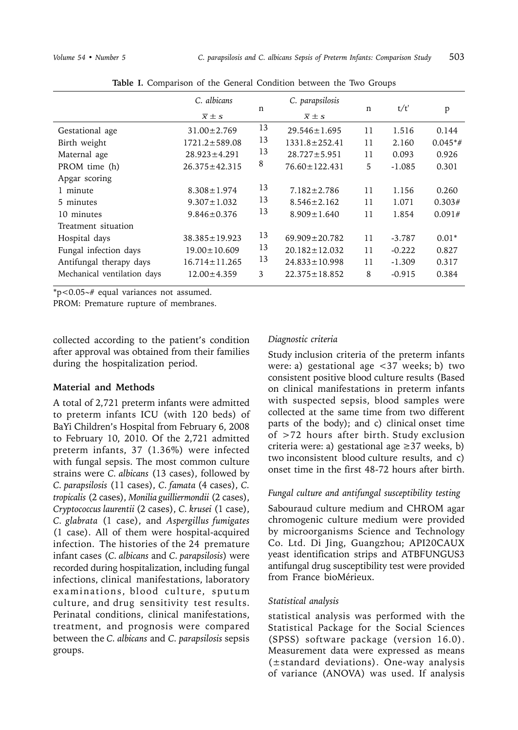**Table I.** Comparison of the General Condition between the Two Groups

| | *C. albicans* $\bar{x} \pm s$ | n | *C. parapsilosis* $\bar{x} \pm s$ | n | t/t' | p |
|---|---|---|---|---|---|---|
| Gestational age | 31.00±2.769 | 13 | 29.546±1.695 | 11 | 1.516 | 0.144 |
| Birth weight | 1721.2±589.08 | 13 | 1331.8±252.41 | 11 | 2.160 | 0.045*# |
| Maternal age | 28.923±4.291 | 13 | 28.727±5.951 | 11 | 0.093 | 0.926 |
| PROM time (h) | 26.375±42.315 | 8 | 76.60±122.431 | 5 | -1.085 | 0.301 |
| Apgar scoring | | | | | | |
| 1 minute | 8.308±1.974 | 13 | 7.182±2.786 | 11 | 1.156 | 0.260 |
| 5 minutes | 9.307±1.032 | 13 | 8.546±2.162 | 11 | 1.071 | 0.303# |
| 10 minutes | 9.846±0.376 | 13 | 8.909±1.640 | 11 | 1.854 | 0.091# |
| Treatment situation | | | | | | |
| Hospital days | 38.385±19.923 | 13 | 69.909±20.782 | 11 | -3.787 | 0.01* |
| Fungal infection days | 19.00±10.609 | 13 | 20.182±12.032 | 11 | -0.222 | 0.827 |
| Antifungal therapy days | 16.714±11.265 | 13 | 24.833±10.998 | 11 | -1.309 | 0.317 |
| Mechanical ventilation days | 12.00±4.359 | 3 | 22.375±18.852 | 8 | -0.915 | 0.384 |

*p<0.05~# equal variances not assumed.
PROM: Premature rupture of membranes.

collected according to the patient's condition after approval was obtained from their families during the hospitalization period.

## Material and Methods

A total of 2,721 preterm infants were admitted to preterm infants ICU (with 120 beds) of BaYi Children's Hospital from February 6, 2008 to February 10, 2010. Of the 2,721 admitted preterm infants, 37 (1.36%) were infected with fungal sepsis. The most common culture strains were *C. albicans* (13 cases), followed by *C. parapsilosis* (11 cases), *C. famata* (4 cases), *C. tropicalis* (2 cases), *Monilia guilliermondii* (2 cases), *Cryptococcus laurentii* (2 cases), *C. krusei* (1 case), *C. glabrata* (1 case), and *Aspergillus fumigates* (1 case). All of them were hospital-acquired infection. The histories of the 24 premature infant cases (*C. albicans* and *C. parapsilosis*) were recorded during hospitalization, including fungal infections, clinical manifestations, laboratory examinations, blood culture, sputum culture, and drug sensitivity test results. Perinatal conditions, clinical manifestations, treatment, and prognosis were compared between the *C. albicans* and *C. parapsilosis* sepsis groups.

### Diagnostic criteria

Study inclusion criteria of the preterm infants were: a) gestational age <37 weeks; b) two consistent positive blood culture results (Based on clinical manifestations in preterm infants with suspected sepsis, blood samples were collected at the same time from two different parts of the body); and c) clinical onset time of >72 hours after birth. Study exclusion criteria were: a) gestational age ≥37 weeks, b) two inconsistent blood culture results, and c) onset time in the first 48-72 hours after birth.

### Fungal culture and antifungal susceptibility testing

Sabouraud culture medium and CHROM agar chromogenic culture medium were provided by microorganisms Science and Technology Co. Ltd. Di Jing, Guangzhou; API20CAUX yeast identification strips and ATBFUNGUS3 antifungal drug susceptibility test were provided from France bioMérieux.

### Statistical analysis

statistical analysis was performed with the Statistical Package for the Social Sciences (SPSS) software package (version 16.0). Measurement data were expressed as means (±standard deviations). One-way analysis of variance (ANOVA) was used. If analysis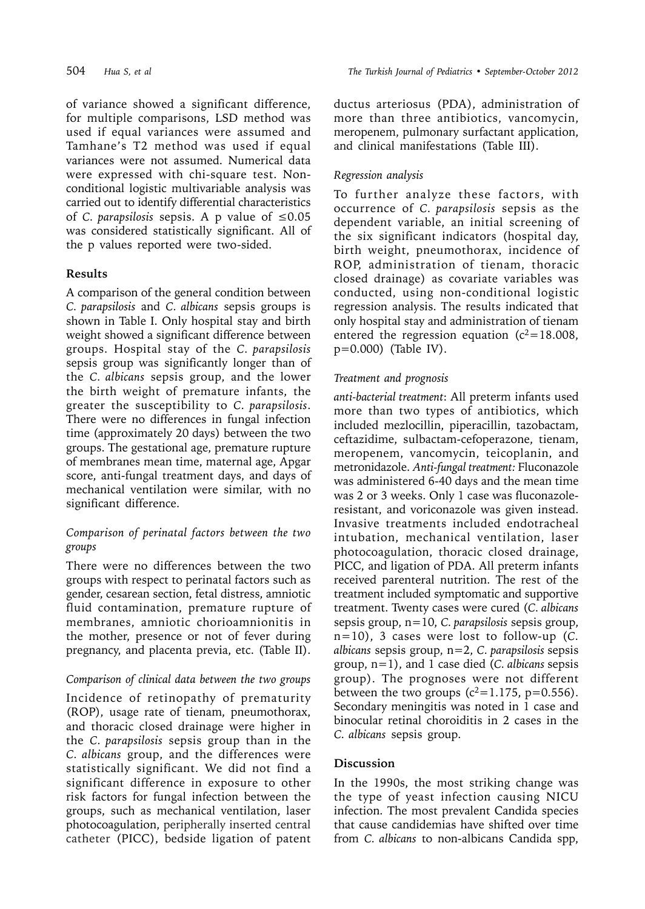of variance showed a significant difference, for multiple comparisons, LSD method was used if equal variances were assumed and Tamhane's T2 method was used if equal variances were not assumed. Numerical data were expressed with chi-square test. Non-conditional logistic multivariable analysis was carried out to identify differential characteristics of *C. parapsilosis* sepsis. A p value of $\leq 0.05$ was considered statistically significant. All of the p values reported were two-sided.

## Results

A comparison of the general condition between *C. parapsilosis* and *C. albicans* sepsis groups is shown in Table I. Only hospital stay and birth weight showed a significant difference between groups. Hospital stay of the *C. parapsilosis* sepsis group was significantly longer than of the *C. albicans* sepsis group, and the lower the birth weight of premature infants, the greater the susceptibility to *C. parapsilosis*. There were no differences in fungal infection time (approximately 20 days) between the two groups. The gestational age, premature rupture of membranes mean time, maternal age, Apgar score, anti-fungal treatment days, and days of mechanical ventilation were similar, with no significant difference.

### *Comparison of perinatal factors between the two groups*

There were no differences between the two groups with respect to perinatal factors such as gender, cesarean section, fetal distress, amniotic fluid contamination, premature rupture of membranes, amniotic chorioamnionitis in the mother, presence or not of fever during pregnancy, and placenta previa, etc. (Table II).

### *Comparison of clinical data between the two groups*

Incidence of retinopathy of prematurity (ROP), usage rate of tienam, pneumothorax, and thoracic closed drainage were higher in the *C. parapsilosis* sepsis group than in the *C. albicans* group, and the differences were statistically significant. We did not find a significant difference in exposure to other risk factors for fungal infection between the groups, such as mechanical ventilation, laser photocoagulation, peripherally inserted central catheter (PICC), bedside ligation of patent ductus arteriosus (PDA), administration of more than three antibiotics, vancomycin, meropenem, pulmonary surfactant application, and clinical manifestations (Table III).

### *Regression analysis*

To further analyze these factors, with occurrence of *C. parapsilosis* sepsis as the dependent variable, an initial screening of the six significant indicators (hospital day, birth weight, pneumothorax, incidence of ROP, administration of tienam, thoracic closed drainage) as covariate variables was conducted, using non-conditional logistic regression analysis. The results indicated that only hospital stay and administration of tienam entered the regression equation ($c^2=18.008$, $p=0.000$) (Table IV).

### *Treatment and prognosis*

*anti-bacterial treatment*: All preterm infants used more than two types of antibiotics, which included mezlocillin, piperacillin, tazobactam, ceftazidime, sulbactam-cefoperazone, tienam, meropenem, vancomycin, teicoplanin, and metronidazole. *Anti-fungal treatment:* Fluconazole was administered 6-40 days and the mean time was 2 or 3 weeks. Only 1 case was fluconazole-resistant, and voriconazole was given instead. Invasive treatments included endotracheal intubation, mechanical ventilation, laser photocoagulation, thoracic closed drainage, PICC, and ligation of PDA. All preterm infants received parenteral nutrition. The rest of the treatment included symptomatic and supportive treatment. Twenty cases were cured (*C. albicans* sepsis group, n=10, *C. parapsilosis* sepsis group, n=10), 3 cases were lost to follow-up (*C. albicans* sepsis group, n=2, *C. parapsilosis* sepsis group, n=1), and 1 case died (*C. albicans* sepsis group). The prognoses were not different between the two groups ($c^2=1.175$, $p=0.556$). Secondary meningitis was noted in 1 case and binocular retinal choroiditis in 2 cases in the *C. albicans* sepsis group.

## Discussion

In the 1990s, the most striking change was the type of yeast infection causing NICU infection. The most prevalent Candida species that cause candidemias have shifted over time from *C. albicans* to non-albicans Candida spp,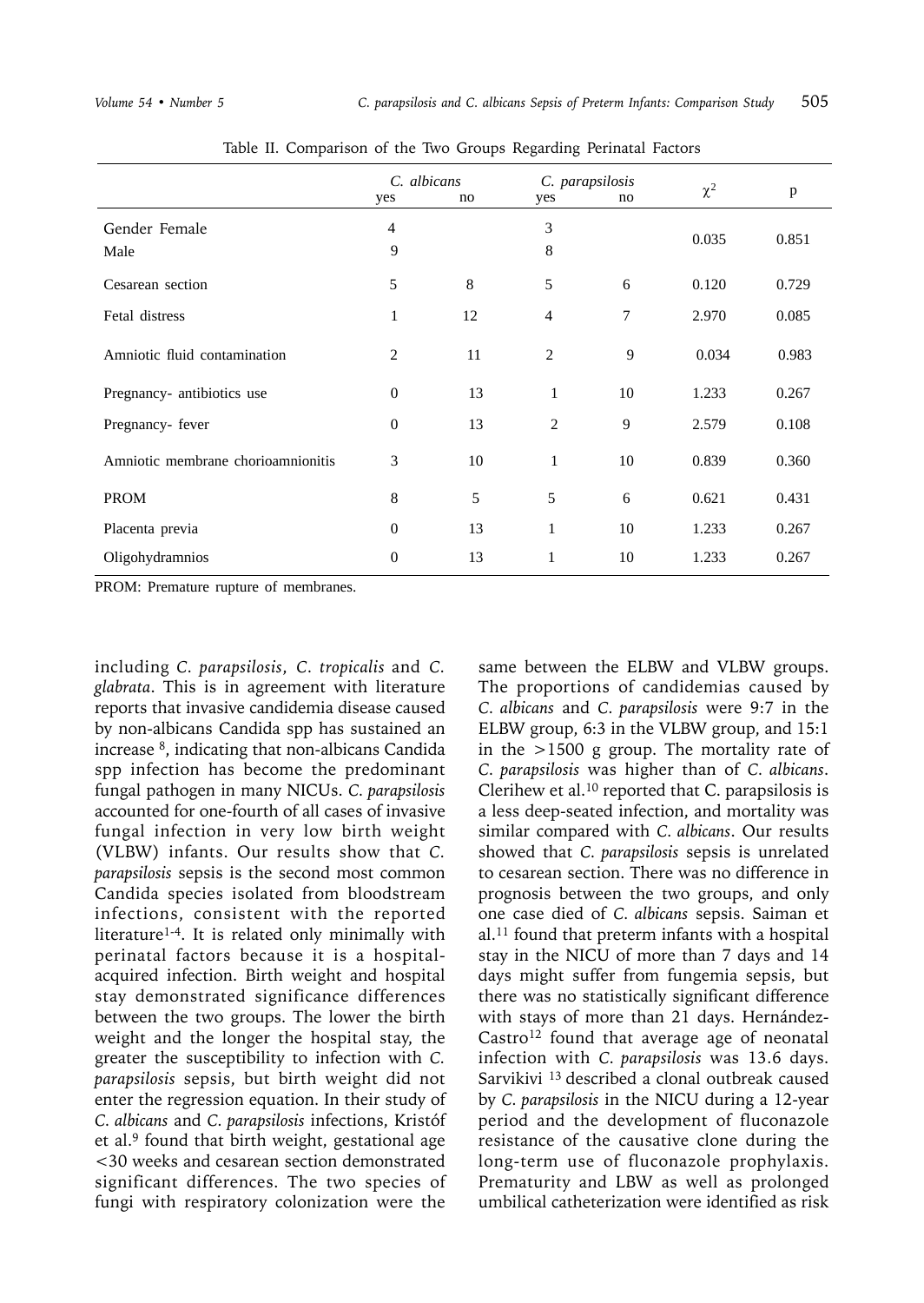Table II. Comparison of the Two Groups Regarding Perinatal Factors

| | *C. albicans* | | *C. parapsilosis* | | $\chi^2$ | p |
|---|---|---|---|---|---|---|
| | yes | no | yes | no | | |
| Gender Female | 4 | | 3 | | 0.035 | 0.851 |
| Male | 9 | | 8 | | | |
| Cesarean section | 5 | 8 | 5 | 6 | 0.120 | 0.729 |
| Fetal distress | 1 | 12 | 4 | 7 | 2.970 | 0.085 |
| Amniotic fluid contamination | 2 | 11 | 2 | 9 | 0.034 | 0.983 |
| Pregnancy- antibiotics use | 0 | 13 | 1 | 10 | 1.233 | 0.267 |
| Pregnancy- fever | 0 | 13 | 2 | 9 | 2.579 | 0.108 |
| Amniotic membrane chorioamnionitis | 3 | 10 | 1 | 10 | 0.839 | 0.360 |
| PROM | 8 | 5 | 5 | 6 | 0.621 | 0.431 |
| Placenta previa | 0 | 13 | 1 | 10 | 1.233 | 0.267 |
| Oligohydramnios | 0 | 13 | 1 | 10 | 1.233 | 0.267 |

PROM: Premature rupture of membranes.

including *C. parapsilosis*, *C. tropicalis* and *C. glabrata*. This is in agreement with literature reports that invasive candidemia disease caused by non-albicans Candida spp has sustained an increase [8], indicating that non-albicans Candida spp infection has become the predominant fungal pathogen in many NICUs. *C. parapsilosis* accounted for one-fourth of all cases of invasive fungal infection in very low birth weight (VLBW) infants. Our results show that *C. parapsilosis* sepsis is the second most common Candida species isolated from bloodstream infections, consistent with the reported literature[1-4]. It is related only minimally with perinatal factors because it is a hospital-acquired infection. Birth weight and hospital stay demonstrated significance differences between the two groups. The lower the birth weight and the longer the hospital stay, the greater the susceptibility to infection with *C. parapsilosis* sepsis, but birth weight did not enter the regression equation. In their study of *C. albicans* and *C. parapsilosis* infections, Kristóf et al.[9] found that birth weight, gestational age <30 weeks and cesarean section demonstrated significant differences. The two species of fungi with respiratory colonization were the same between the ELBW and VLBW groups. The proportions of candidemias caused by *C. albicans* and *C. parapsilosis* were 9:7 in the ELBW group, 6:3 in the VLBW group, and 15:1 in the >1500 g group. The mortality rate of *C. parapsilosis* was higher than of *C. albicans*. Clerihew et al.[10] reported that C. parapsilosis is a less deep-seated infection, and mortality was similar compared with *C. albicans*. Our results showed that *C. parapsilosis* sepsis is unrelated to cesarean section. There was no difference in prognosis between the two groups, and only one case died of *C. albicans* sepsis. Saiman et al.[11] found that preterm infants with a hospital stay in the NICU of more than 7 days and 14 days might suffer from fungemia sepsis, but there was no statistically significant difference with stays of more than 21 days. Hernández-Castro[12] found that average age of neonatal infection with *C. parapsilosis* was 13.6 days. Sarvikivi [13] described a clonal outbreak caused by *C. parapsilosis* in the NICU during a 12-year period and the development of fluconazole resistance of the causative clone during the long-term use of fluconazole prophylaxis. Prematurity and LBW as well as prolonged umbilical catheterization were identified as risk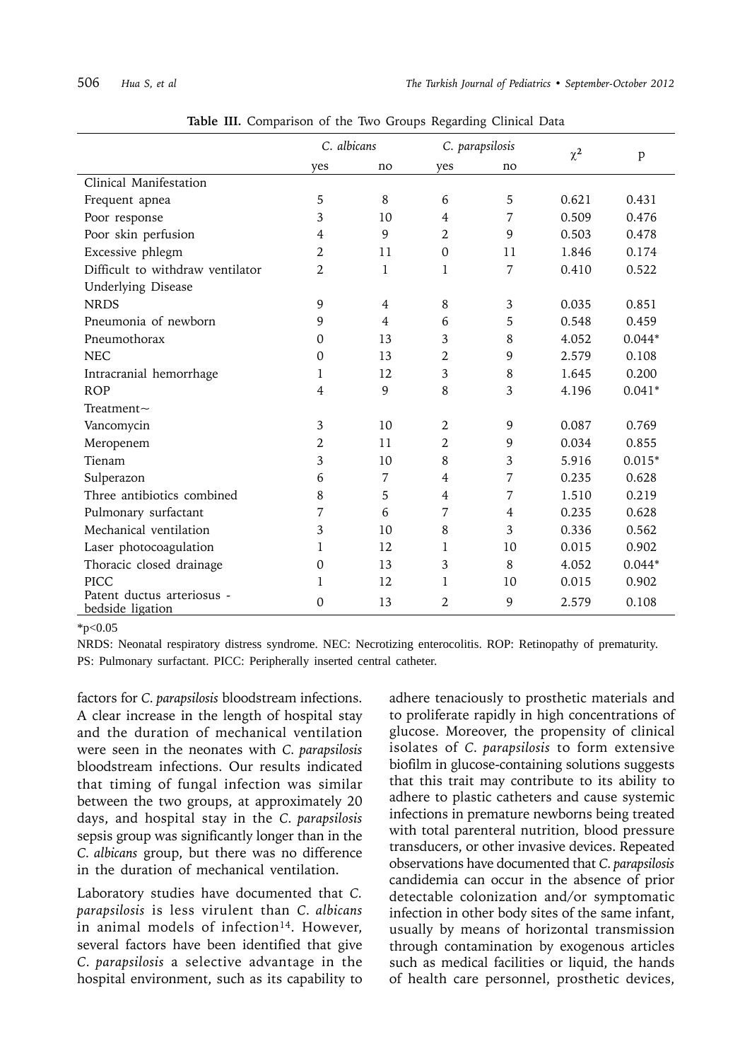**Table III.** Comparison of the Two Groups Regarding Clinical Data

| | *C. albicans* | | *C. parapsilosis* | | $\chi^2$ | p |
|---|---|---|---|---|---|---|
| | yes | no | yes | no | | |
| Clinical Manifestation | | | | | | |
| Frequent apnea | 5 | 8 | 6 | 5 | 0.621 | 0.431 |
| Poor response | 3 | 10 | 4 | 7 | 0.509 | 0.476 |
| Poor skin perfusion | 4 | 9 | 2 | 9 | 0.503 | 0.478 |
| Excessive phlegm | 2 | 11 | 0 | 11 | 1.846 | 0.174 |
| Difficult to withdraw ventilator | 2 | 1 | 1 | 7 | 0.410 | 0.522 |
| Underlying Disease | | | | | | |
| NRDS | 9 | 4 | 8 | 3 | 0.035 | 0.851 |
| Pneumonia of newborn | 9 | 4 | 6 | 5 | 0.548 | 0.459 |
| Pneumothorax | 0 | 13 | 3 | 8 | 4.052 | 0.044* |
| NEC | 0 | 13 | 2 | 9 | 2.579 | 0.108 |
| Intracranial hemorrhage | 1 | 12 | 3 | 8 | 1.645 | 0.200 |
| ROP | 4 | 9 | 8 | 3 | 4.196 | 0.041* |
| Treatment~ | | | | | | |
| Vancomycin | 3 | 10 | 2 | 9 | 0.087 | 0.769 |
| Meropenem | 2 | 11 | 2 | 9 | 0.034 | 0.855 |
| Tienam | 3 | 10 | 8 | 3 | 5.916 | 0.015* |
| Sulperazon | 6 | 7 | 4 | 7 | 0.235 | 0.628 |
| Three antibiotics combined | 8 | 5 | 4 | 7 | 1.510 | 0.219 |
| Pulmonary surfactant | 7 | 6 | 7 | 4 | 0.235 | 0.628 |
| Mechanical ventilation | 3 | 10 | 8 | 3 | 0.336 | 0.562 |
| Laser photocoagulation | 1 | 12 | 1 | 10 | 0.015 | 0.902 |
| Thoracic closed drainage | 0 | 13 | 3 | 8 | 4.052 | 0.044* |
| PICC | 1 | 12 | 1 | 10 | 0.015 | 0.902 |
| Patent ductus arteriosus - bedside ligation | 0 | 13 | 2 | 9 | 2.579 | 0.108 |

*p<0.05

NRDS: Neonatal respiratory distress syndrome. NEC: Necrotizing enterocolitis. ROP: Retinopathy of prematurity. PS: Pulmonary surfactant. PICC: Peripherally inserted central catheter.

factors for *C. parapsilosis* bloodstream infections. A clear increase in the length of hospital stay and the duration of mechanical ventilation were seen in the neonates with *C. parapsilosis* bloodstream infections. Our results indicated that timing of fungal infection was similar between the two groups, at approximately 20 days, and hospital stay in the *C. parapsilosis* sepsis group was significantly longer than in the *C. albicans* group, but there was no difference in the duration of mechanical ventilation.

Laboratory studies have documented that *C. parapsilosis* is less virulent than *C. albicans* in animal models of infection[14]. However, several factors have been identified that give *C. parapsilosis* a selective advantage in the hospital environment, such as its capability to adhere tenaciously to prosthetic materials and to proliferate rapidly in high concentrations of glucose. Moreover, the propensity of clinical isolates of *C. parapsilosis* to form extensive biofilm in glucose-containing solutions suggests that this trait may contribute to its ability to adhere to plastic catheters and cause systemic infections in premature newborns being treated with total parenteral nutrition, blood pressure transducers, or other invasive devices. Repeated observations have documented that *C. parapsilosis* candidemia can occur in the absence of prior detectable colonization and/or symptomatic infection in other body sites of the same infant, usually by means of horizontal transmission through contamination by exogenous articles such as medical facilities or liquid, the hands of health care personnel, prosthetic devices,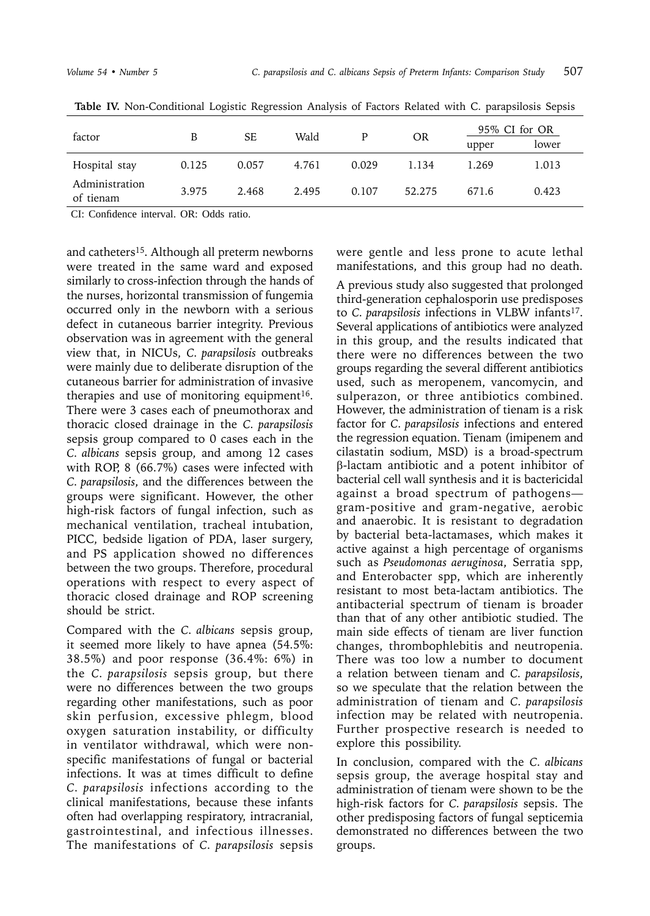**Table IV.** Non-Conditional Logistic Regression Analysis of Factors Related with C. parapsilosis Sepsis

| factor | B | SE | Wald | P | OR | 95% CI for OR | |
|---|---|---|---|---|---|---|---|
| | | | | | | upper | lower |
| Hospital stay | 0.125 | 0.057 | 4.761 | 0.029 | 1.134 | 1.269 | 1.013 |
| Administration of tienam | 3.975 | 2.468 | 2.495 | 0.107 | 52.275 | 671.6 | 0.423 |

CI: Confidence interval. OR: Odds ratio.

and catheters[15]. Although all preterm newborns were treated in the same ward and exposed similarly to cross-infection through the hands of the nurses, horizontal transmission of fungemia occurred only in the newborn with a serious defect in cutaneous barrier integrity. Previous observation was in agreement with the general view that, in NICUs, *C. parapsilosis* outbreaks were mainly due to deliberate disruption of the cutaneous barrier for administration of invasive therapies and use of monitoring equipment[16]. There were 3 cases each of pneumothorax and thoracic closed drainage in the *C. parapsilosis* sepsis group compared to 0 cases each in the *C. albicans* sepsis group, and among 12 cases with ROP, 8 (66.7%) cases were infected with *C. parapsilosis*, and the differences between the groups were significant. However, the other high-risk factors of fungal infection, such as mechanical ventilation, tracheal intubation, PICC, bedside ligation of PDA, laser surgery, and PS application showed no differences between the two groups. Therefore, procedural operations with respect to every aspect of thoracic closed drainage and ROP screening should be strict.

Compared with the *C. albicans* sepsis group, it seemed more likely to have apnea (54.5%: 38.5%) and poor response (36.4%: 6%) in the *C. parapsilosis* sepsis group, but there were no differences between the two groups regarding other manifestations, such as poor skin perfusion, excessive phlegm, blood oxygen saturation instability, or difficulty in ventilator withdrawal, which were non-specific manifestations of fungal or bacterial infections. It was at times difficult to define *C. parapsilosis* infections according to the clinical manifestations, because these infants often had overlapping respiratory, intracranial, gastrointestinal, and infectious illnesses. The manifestations of *C. parapsilosis* sepsis were gentle and less prone to acute lethal manifestations, and this group had no death.

A previous study also suggested that prolonged third-generation cephalosporin use predisposes to *C. parapsilosis* infections in VLBW infants[17]. Several applications of antibiotics were analyzed in this group, and the results indicated that there were no differences between the two groups regarding the several different antibiotics used, such as meropenem, vancomycin, and sulperazon, or three antibiotics combined. However, the administration of tienam is a risk factor for *C. parapsilosis* infections and entered the regression equation. Tienam (imipenem and cilastatin sodium, MSD) is a broad-spectrum β-lactam antibiotic and a potent inhibitor of bacterial cell wall synthesis and it is bactericidal against a broad spectrum of pathogens—gram-positive and gram-negative, aerobic and anaerobic. It is resistant to degradation by bacterial beta-lactamases, which makes it active against a high percentage of organisms such as *Pseudomonas aeruginosa*, Serratia spp, and Enterobacter spp, which are inherently resistant to most beta-lactam antibiotics. The antibacterial spectrum of tienam is broader than that of any other antibiotic studied. The main side effects of tienam are liver function changes, thrombophlebitis and neutropenia. There was too low a number to document a relation between tienam and *C. parapsilosis*, so we speculate that the relation between the administration of tienam and *C. parapsilosis* infection may be related with neutropenia. Further prospective research is needed to explore this possibility.

In conclusion, compared with the *C. albicans* sepsis group, the average hospital stay and administration of tienam were shown to be the high-risk factors for *C. parapsilosis* sepsis. The other predisposing factors of fungal septicemia demonstrated no differences between the two groups.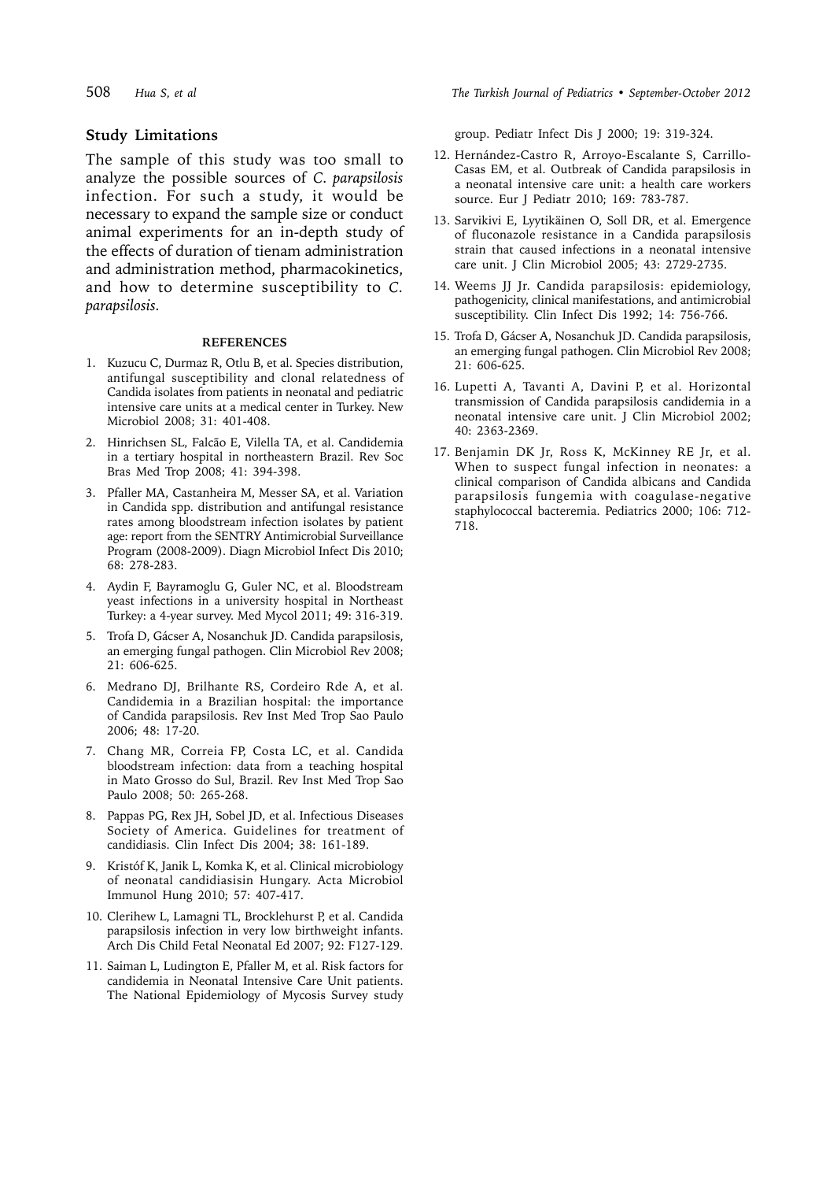## Study Limitations

The sample of this study was too small to analyze the possible sources of *C. parapsilosis* infection. For such a study, it would be necessary to expand the sample size or conduct animal experiments for an in-depth study of the effects of duration of tienam administration and administration method, pharmacokinetics, and how to determine susceptibility to *C. parapsilosis*.

## REFERENCES

1. Kuzucu C, Durmaz R, Otlu B, et al. Species distribution, antifungal susceptibility and clonal relatedness of Candida isolates from patients in neonatal and pediatric intensive care units at a medical center in Turkey. New Microbiol 2008; 31: 401-408.
2. Hinrichsen SL, Falcão E, Vilella TA, et al. Candidemia in a tertiary hospital in northeastern Brazil. Rev Soc Bras Med Trop 2008; 41: 394-398.
3. Pfaller MA, Castanheira M, Messer SA, et al. Variation in Candida spp. distribution and antifungal resistance rates among bloodstream infection isolates by patient age: report from the SENTRY Antimicrobial Surveillance Program (2008-2009). Diagn Microbiol Infect Dis 2010; 68: 278-283.
4. Aydin F, Bayramoglu G, Guler NC, et al. Bloodstream yeast infections in a university hospital in Northeast Turkey: a 4-year survey. Med Mycol 2011; 49: 316-319.
5. Trofa D, Gácser A, Nosanchuk JD. Candida parapsilosis, an emerging fungal pathogen. Clin Microbiol Rev 2008; 21: 606-625.
6. Medrano DJ, Brilhante RS, Cordeiro Rde A, et al. Candidemia in a Brazilian hospital: the importance of Candida parapsilosis. Rev Inst Med Trop Sao Paulo 2006; 48: 17-20.
7. Chang MR, Correia FP, Costa LC, et al. Candida bloodstream infection: data from a teaching hospital in Mato Grosso do Sul, Brazil. Rev Inst Med Trop Sao Paulo 2008; 50: 265-268.
8. Pappas PG, Rex JH, Sobel JD, et al. Infectious Diseases Society of America. Guidelines for treatment of candidiasis. Clin Infect Dis 2004; 38: 161-189.
9. Kristóf K, Janik L, Komka K, et al. Clinical microbiology of neonatal candidiasisin Hungary. Acta Microbiol Immunol Hung 2010; 57: 407-417.
10. Clerihew L, Lamagni TL, Brocklehurst P, et al. Candida parapsilosis infection in very low birthweight infants. Arch Dis Child Fetal Neonatal Ed 2007; 92: F127-129.
11. Saiman L, Ludington E, Pfaller M, et al. Risk factors for candidemia in Neonatal Intensive Care Unit patients. The National Epidemiology of Mycosis Survey study group. Pediatr Infect Dis J 2000; 19: 319-324.
12. Hernández-Castro R, Arroyo-Escalante S, Carrillo-Casas EM, et al. Outbreak of Candida parapsilosis in a neonatal intensive care unit: a health care workers source. Eur J Pediatr 2010; 169: 783-787.
13. Sarvikivi E, Lyytikäinen O, Soll DR, et al. Emergence of fluconazole resistance in a Candida parapsilosis strain that caused infections in a neonatal intensive care unit. J Clin Microbiol 2005; 43: 2729-2735.
14. Weems JJ Jr. Candida parapsilosis: epidemiology, pathogenicity, clinical manifestations, and antimicrobial susceptibility. Clin Infect Dis 1992; 14: 756-766.
15. Trofa D, Gácser A, Nosanchuk JD. Candida parapsilosis, an emerging fungal pathogen. Clin Microbiol Rev 2008; 21: 606-625.
16. Lupetti A, Tavanti A, Davini P, et al. Horizontal transmission of Candida parapsilosis candidemia in a neonatal intensive care unit. J Clin Microbiol 2002; 40: 2363-2369.
17. Benjamin DK Jr, Ross K, McKinney RE Jr, et al. When to suspect fungal infection in neonates: a clinical comparison of Candida albicans and Candida parapsilosis fungemia with coagulase-negative staphylococcal bacteremia. Pediatrics 2000; 106: 712-718.